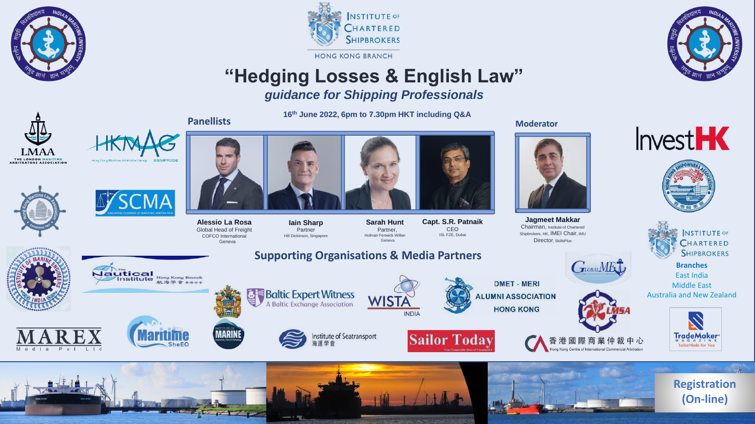INSTITUTE OF CHARTERED SHIPBROKERS

HONG KONG BRANCH

# "Hedging Losses & English Law"

## *guidance for Shipping Professionals*

**16th June 2022, 6pm to 7.30pm HKT including Q&A**

### Panellists

**Alessio La Rosa**
Global Head of Freight
COFCO International
Geneva

**Iain Sharp**
Partner
Hill Dickinson, Singapore

**Sarah Hunt**
Partner,
Holman Fenwick Willan
Geneva

**Capt. S.R. Patnaik**
CEO
ISL FZE, Dubai

### Moderator

**Jagmeet Makkar**
Chairman, Institute of Chartered Shipbrokers, HK, IMEI Chair, IMU
Director, SkillsPlus

### Supporting Organisations & Media Partners

LMAA – The London Maritime Arbitrators Association

HKMAG – Hong Kong Maritime Arbitration Group 香港海事仲裁協會

Hong Kong Maritime Law Association

SCMA – Singapore Chamber of Maritime Arbitration

Institute of Marine Engineers India

The Nautical Institute Hong Kong Branch 航海學會 香港分會

MAREX Media Pvt Ltd

Maritime SheEO

Institute of Marine

Baltic Expert Witness – A Baltic Exchange Association

WISTA India

Institute of Seatransport 海運學會

Sailor Today

DMET - MERI ALUMNI ASSOCIATION HONG KONG

GlobalMET

LMSA

香港國際商業仲裁中心 Hong Kong Centre of International Commercial Arbitration

InvestHK

Hong Kong Shipowners Association 香港船東會

Institute of Chartered Shipbrokers

**Branches**
East India
Middle East
Australia and New Zealand

TradeMaker Magazine – TailorMade for You

Indian Maritime University

**Registration (On-line)**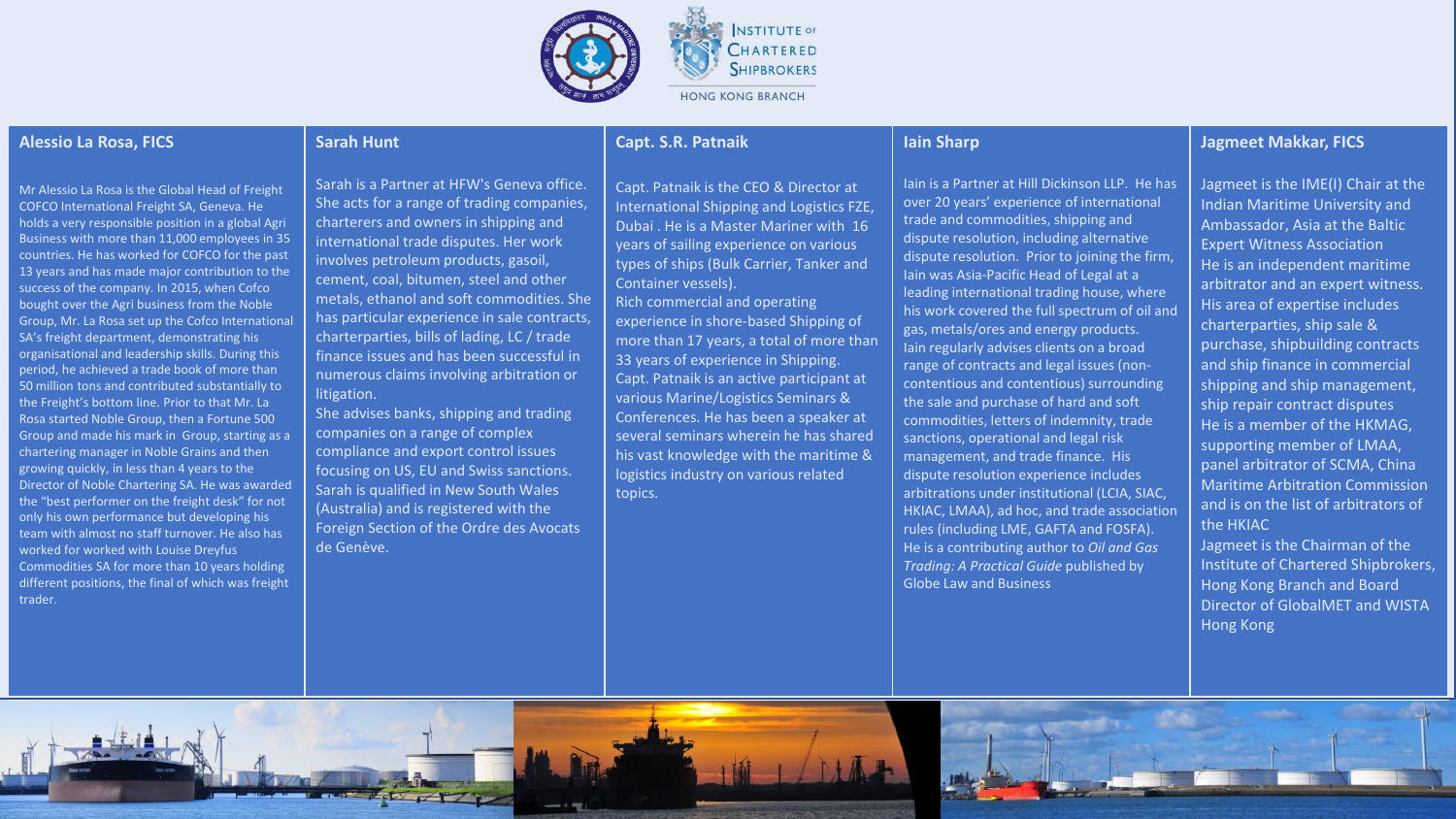INSTITUTE OF CHARTERED SHIPBROKERS

HONG KONG BRANCH

## Alessio La Rosa, FICS

Mr Alessio La Rosa is the Global Head of Freight COFCO International Freight SA, Geneva. He holds a very responsible position in a global Agri Business with more than 11,000 employees in 35 countries. He has worked for COFCO for the past 13 years and has made major contribution to the success of the company. In 2015, when Cofco bought over the Agri business from the Noble Group, Mr. La Rosa set up the Cofco International SA's freight department, demonstrating his organisational and leadership skills. During this period, he achieved a trade book of more than 50 million tons and contributed substantially to the Freight's bottom line. Prior to that Mr. La Rosa started Noble Group, then a Fortune 500 Group and made his mark in Group, starting as a chartering manager in Noble Grains and then growing quickly, in less than 4 years to the Director of Noble Chartering SA. He was awarded the "best performer on the freight desk" for not only his own performance but developing his team with almost no staff turnover. He also has worked for worked with Louise Dreyfus Commodities SA for more than 10 years holding different positions, the final of which was freight trader.

## Sarah Hunt

Sarah is a Partner at HFW's Geneva office. She acts for a range of trading companies, charterers and owners in shipping and international trade disputes. Her work involves petroleum products, gasoil, cement, coal, bitumen, steel and other metals, ethanol and soft commodities. She has particular experience in sale contracts, charterparties, bills of lading, LC / trade finance issues and has been successful in numerous claims involving arbitration or litigation.

She advises banks, shipping and trading companies on a range of complex compliance and export control issues focusing on US, EU and Swiss sanctions. Sarah is qualified in New South Wales (Australia) and is registered with the Foreign Section of the Ordre des Avocats de Genève.

## Capt. S.R. Patnaik

Capt. Patnaik is the CEO & Director at International Shipping and Logistics FZE, Dubai . He is a Master Mariner with 16 years of sailing experience on various types of ships (Bulk Carrier, Tanker and Container vessels).

Rich commercial and operating experience in shore-based Shipping of more than 17 years, a total of more than 33 years of experience in Shipping.

Capt. Patnaik is an active participant at various Marine/Logistics Seminars & Conferences. He has been a speaker at several seminars wherein he has shared his vast knowledge with the maritime & logistics industry on various related topics.

## Iain Sharp

Iain is a Partner at Hill Dickinson LLP. He has over 20 years' experience of international trade and commodities, shipping and dispute resolution, including alternative dispute resolution. Prior to joining the firm, Iain was Asia-Pacific Head of Legal at a leading international trading house, where his work covered the full spectrum of oil and gas, metals/ores and energy products.

Iain regularly advises clients on a broad range of contracts and legal issues (non-contentious and contentious) surrounding the sale and purchase of hard and soft commodities, letters of indemnity, trade sanctions, operational and legal risk management, and trade finance. His dispute resolution experience includes arbitrations under institutional (LCIA, SIAC, HKIAC, LMAA), ad hoc, and trade association rules (including LME, GAFTA and FOSFA).

He is a contributing author to *Oil and Gas Trading: A Practical Guide* published by Globe Law and Business

## Jagmeet Makkar, FICS

Jagmeet is the IME(I) Chair at the Indian Maritime University and Ambassador, Asia at the Baltic Expert Witness Association

He is an independent maritime arbitrator and an expert witness. His area of expertise includes charterparties, ship sale & purchase, shipbuilding contracts and ship finance in commercial shipping and ship management, ship repair contract disputes

He is a member of the HKMAG, supporting member of LMAA, panel arbitrator of SCMA, China Maritime Arbitration Commission and is on the list of arbitrators of the HKIAC

Jagmeet is the Chairman of the Institute of Chartered Shipbrokers, Hong Kong Branch and Board Director of GlobalMET and WISTA Hong Kong